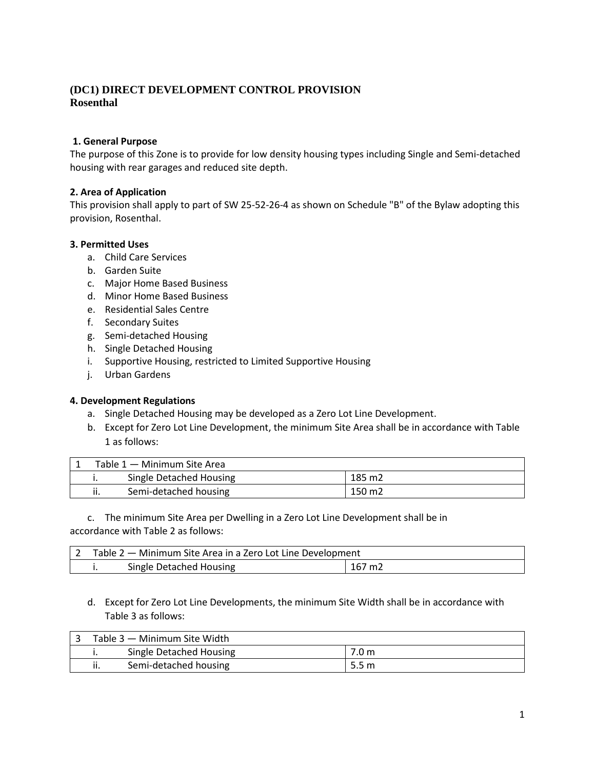# (DC1) DIRECT DEVELOPMENT CONTROL PROVISION
## Rosenthal

### 1. General Purpose

The purpose of this Zone is to provide for low density housing types including Single and Semi-detached housing with rear garages and reduced site depth.

### 2. Area of Application

This provision shall apply to part of SW 25-52-26-4 as shown on Schedule "B" of the Bylaw adopting this provision, Rosenthal.

### 3. Permitted Uses

a. Child Care Services
b. Garden Suite
c. Major Home Based Business
d. Minor Home Based Business
e. Residential Sales Centre
f. Secondary Suites
g. Semi-detached Housing
h. Single Detached Housing
i. Supportive Housing, restricted to Limited Supportive Housing
j. Urban Gardens

### 4. Development Regulations

a. Single Detached Housing may be developed as a Zero Lot Line Development.

b. Except for Zero Lot Line Development, the minimum Site Area shall be in accordance with Table 1 as follows:

| 1 | Table 1 — Minimum Site Area | |
|---|---|---|
| i. | Single Detached Housing | 185 m2 |
| ii. | Semi-detached housing | 150 m2 |

c. The minimum Site Area per Dwelling in a Zero Lot Line Development shall be in accordance with Table 2 as follows:

| 2 | Table 2 — Minimum Site Area in a Zero Lot Line Development | |
|---|---|---|
| i. | Single Detached Housing | 167 m2 |

d. Except for Zero Lot Line Developments, the minimum Site Width shall be in accordance with Table 3 as follows:

| 3 | Table 3 — Minimum Site Width | |
|---|---|---|
| i. | Single Detached Housing | 7.0 m |
| ii. | Semi-detached housing | 5.5 m |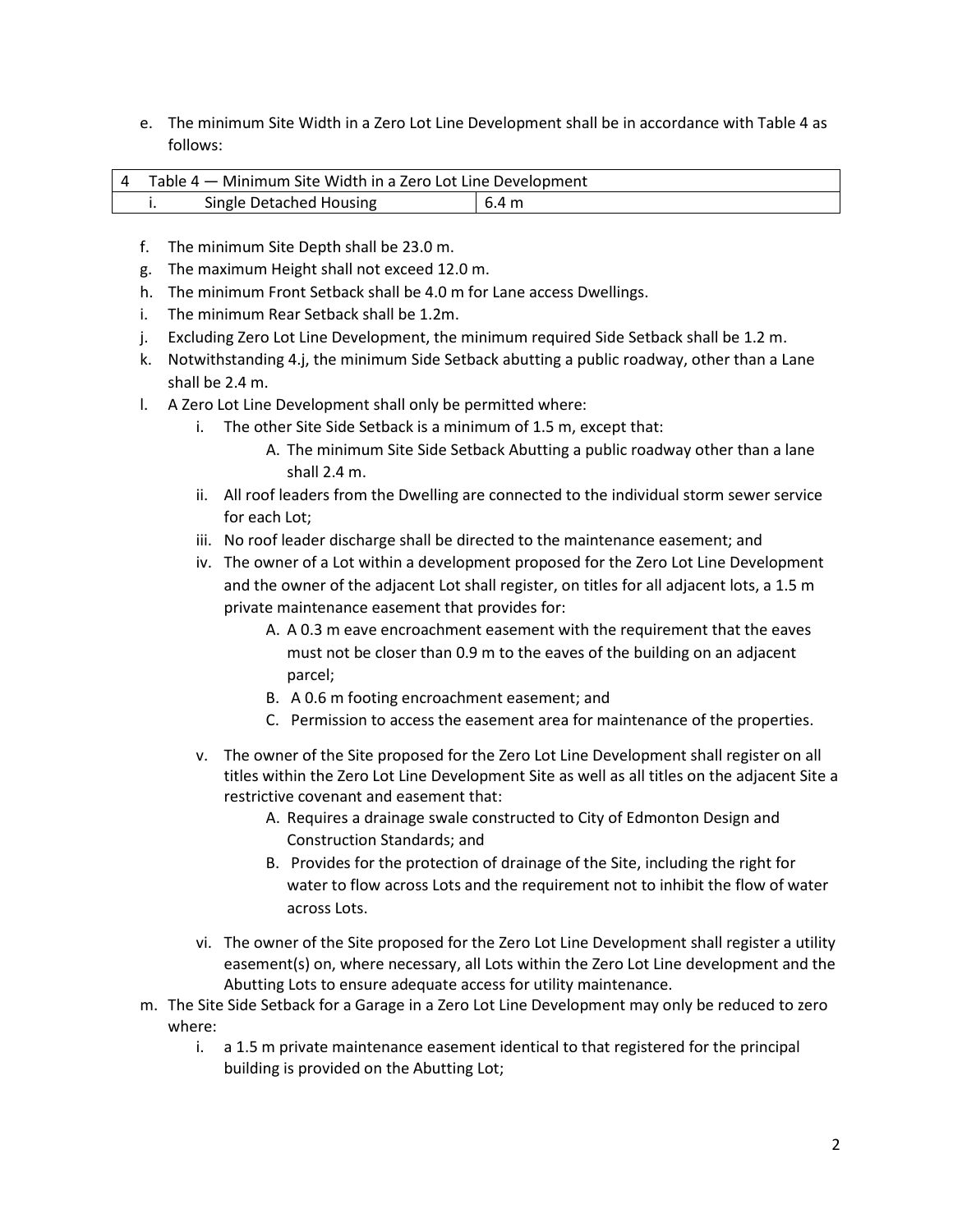e. The minimum Site Width in a Zero Lot Line Development shall be in accordance with Table 4 as follows:

| 4 | Table 4 — Minimum Site Width in a Zero Lot Line Development | |
|---|---|---|
| i. | Single Detached Housing | 6.4 m |

f. The minimum Site Depth shall be 23.0 m.

g. The maximum Height shall not exceed 12.0 m.

h. The minimum Front Setback shall be 4.0 m for Lane access Dwellings.

i. The minimum Rear Setback shall be 1.2m.

j. Excluding Zero Lot Line Development, the minimum required Side Setback shall be 1.2 m.

k. Notwithstanding 4.j, the minimum Side Setback abutting a public roadway, other than a Lane shall be 2.4 m.

l. A Zero Lot Line Development shall only be permitted where:

   i. The other Site Side Setback is a minimum of 1.5 m, except that:

      A. The minimum Site Side Setback Abutting a public roadway other than a lane shall 2.4 m.

   ii. All roof leaders from the Dwelling are connected to the individual storm sewer service for each Lot;

   iii. No roof leader discharge shall be directed to the maintenance easement; and

   iv. The owner of a Lot within a development proposed for the Zero Lot Line Development and the owner of the adjacent Lot shall register, on titles for all adjacent lots, a 1.5 m private maintenance easement that provides for:

      A. A 0.3 m eave encroachment easement with the requirement that the eaves must not be closer than 0.9 m to the eaves of the building on an adjacent parcel;

      B. A 0.6 m footing encroachment easement; and

      C. Permission to access the easement area for maintenance of the properties.

   v. The owner of the Site proposed for the Zero Lot Line Development shall register on all titles within the Zero Lot Line Development Site as well as all titles on the adjacent Site a restrictive covenant and easement that:

      A. Requires a drainage swale constructed to City of Edmonton Design and Construction Standards; and

      B. Provides for the protection of drainage of the Site, including the right for water to flow across Lots and the requirement not to inhibit the flow of water across Lots.

   vi. The owner of the Site proposed for the Zero Lot Line Development shall register a utility easement(s) on, where necessary, all Lots within the Zero Lot Line development and the Abutting Lots to ensure adequate access for utility maintenance.

m. The Site Side Setback for a Garage in a Zero Lot Line Development may only be reduced to zero where:

   i. a 1.5 m private maintenance easement identical to that registered for the principal building is provided on the Abutting Lot;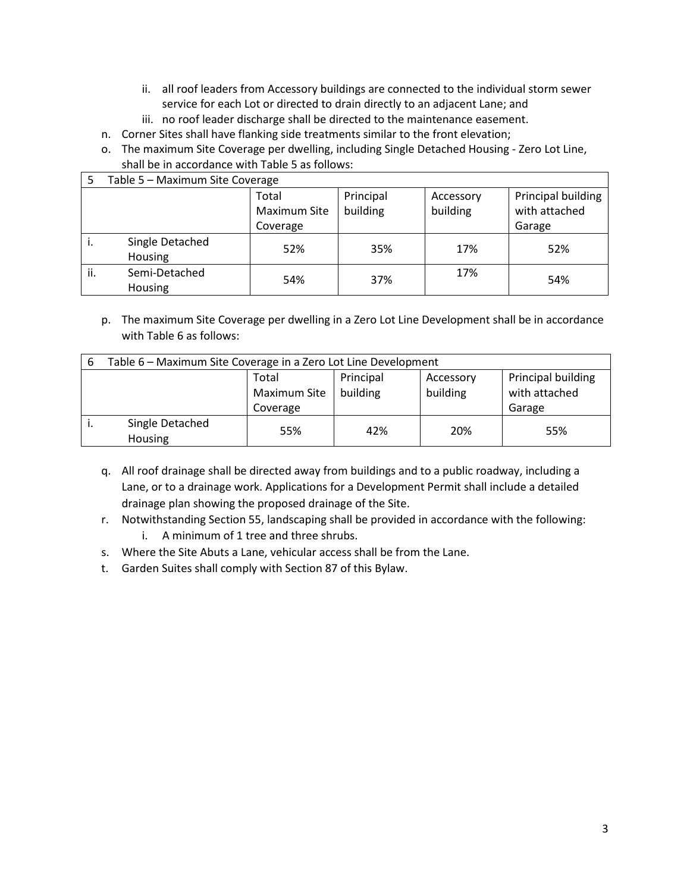ii. all roof leaders from Accessory buildings are connected to the individual storm sewer service for each Lot or directed to drain directly to an adjacent Lane; and
   iii. no roof leader discharge shall be directed to the maintenance easement.

n. Corner Sites shall have flanking side treatments similar to the front elevation;

o. The maximum Site Coverage per dwelling, including Single Detached Housing - Zero Lot Line, shall be in accordance with Table 5 as follows:

| 5 | Table 5 – Maximum Site Coverage | | | | |
|---|---|---|---|---|---|
| | | Total Maximum Site Coverage | Principal building | Accessory building | Principal building with attached Garage |
| i. | Single Detached Housing | 52% | 35% | 17% | 52% |
| ii. | Semi-Detached Housing | 54% | 37% | 17% | 54% |

p. The maximum Site Coverage per dwelling in a Zero Lot Line Development shall be in accordance with Table 6 as follows:

| 6 | Table 6 – Maximum Site Coverage in a Zero Lot Line Development | | | | |
|---|---|---|---|---|---|
| | | Total Maximum Site Coverage | Principal building | Accessory building | Principal building with attached Garage |
| i. | Single Detached Housing | 55% | 42% | 20% | 55% |

q. All roof drainage shall be directed away from buildings and to a public roadway, including a Lane, or to a drainage work. Applications for a Development Permit shall include a detailed drainage plan showing the proposed drainage of the Site.

r. Notwithstanding Section 55, landscaping shall be provided in accordance with the following:
   i. A minimum of 1 tree and three shrubs.

s. Where the Site Abuts a Lane, vehicular access shall be from the Lane.

t. Garden Suites shall comply with Section 87 of this Bylaw.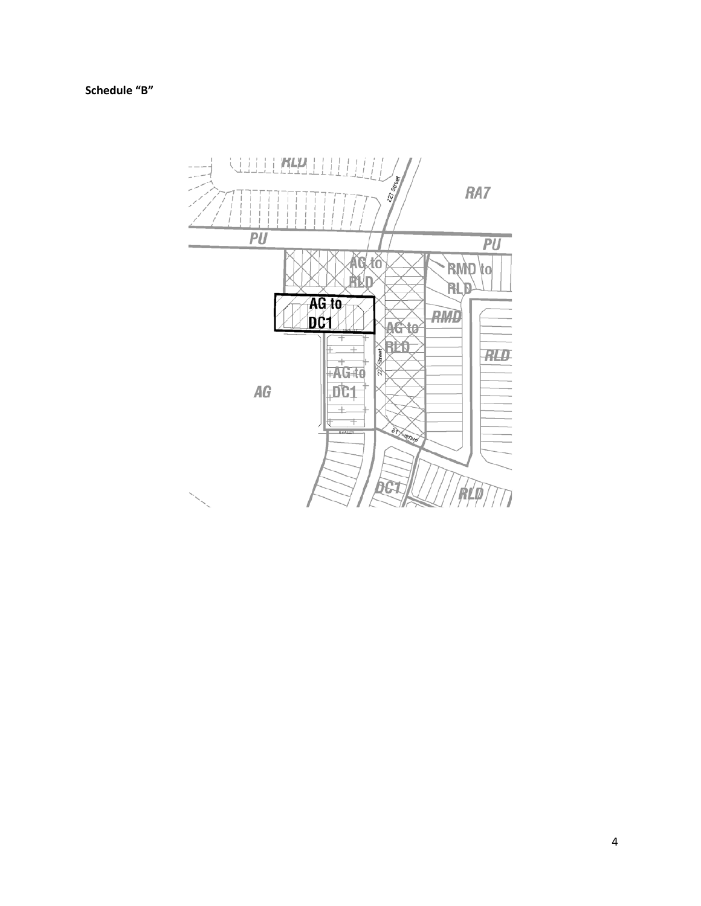**Schedule "B"**

RLD

227 Street

RA7

PU

PU

AG to RLD

RMD to RLD

AG to DC1

RMD

AG to RLD

RLD

227 Street

AG to DC1

AG

81 Avenue

DC1

RLD